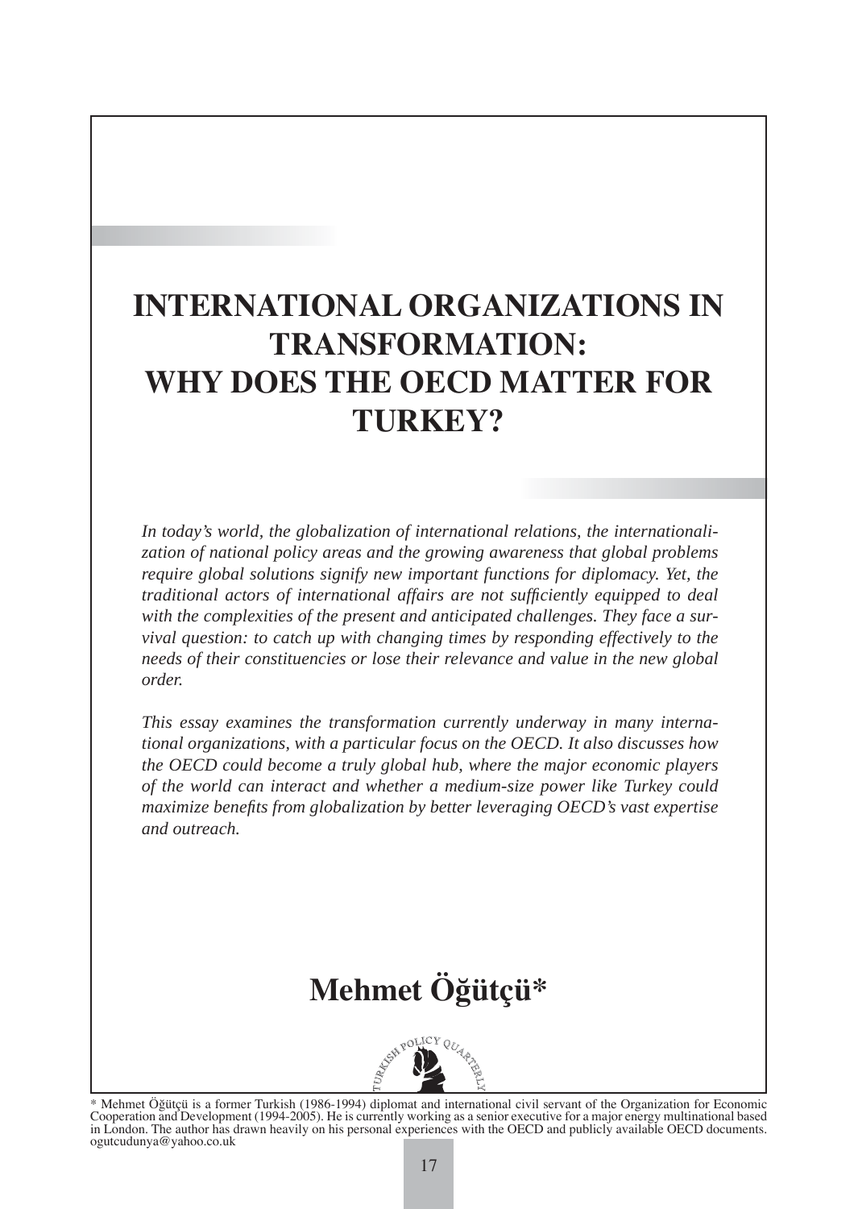# INTERNATIONAL ORGANIZATIONS IN TRANSFORMATION: WHY DOES THE OECD MATTER FOR TURKEY?

*In today's world, the globalization of international relations, the internationalization of national policy areas and the growing awareness that global problems require global solutions signify new important functions for diplomacy. Yet, the traditional actors of international affairs are not sufficiently equipped to deal with the complexities of the present and anticipated challenges. They face a survival question: to catch up with changing times by responding effectively to the needs of their constituencies or lose their relevance and value in the new global order.*

*This essay examines the transformation currently underway in many international organizations, with a particular focus on the OECD. It also discusses how the OECD could become a truly global hub, where the major economic players of the world can interact and whether a medium-size power like Turkey could maximize benefits from globalization by better leveraging OECD's vast expertise and outreach.*

## Mehmet Öğütçü*

\* Mehmet Öğütçü is a former Turkish (1986-1994) diplomat and international civil servant of the Organization for Economic Cooperation and Development (1994-2005). He is currently working as a senior executive for a major energy multinational based in London. The author has drawn heavily on his personal experiences with the OECD and publicly available OECD documents. ogutcudunya@yahoo.co.uk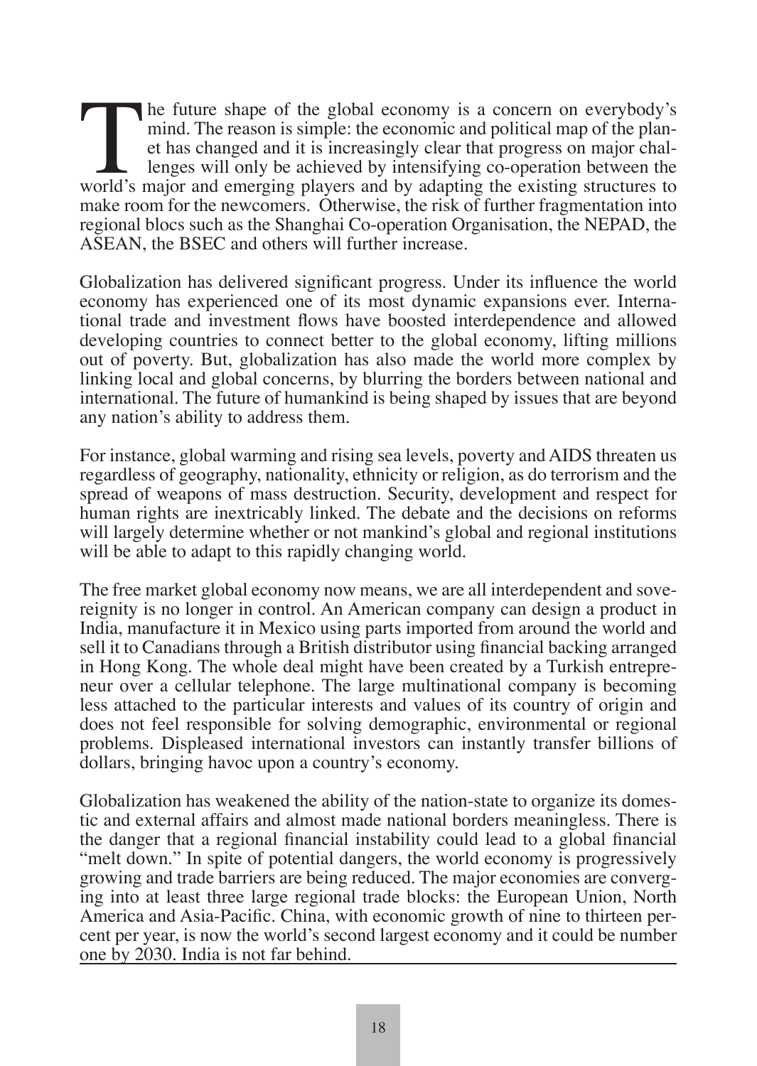The future shape of the global economy is a concern on everybody's mind. The reason is simple: the economic and political map of the planet has changed and it is increasingly clear that progress on major challenges will only be achieved by intensifying co-operation between the world's major and emerging players and by adapting the existing structures to make room for the newcomers. Otherwise, the risk of further fragmentation into regional blocs such as the Shanghai Co-operation Organisation, the NEPAD, the ASEAN, the BSEC and others will further increase.

Globalization has delivered significant progress. Under its influence the world economy has experienced one of its most dynamic expansions ever. International trade and investment flows have boosted interdependence and allowed developing countries to connect better to the global economy, lifting millions out of poverty. But, globalization has also made the world more complex by linking local and global concerns, by blurring the borders between national and international. The future of humankind is being shaped by issues that are beyond any nation's ability to address them.

For instance, global warming and rising sea levels, poverty and AIDS threaten us regardless of geography, nationality, ethnicity or religion, as do terrorism and the spread of weapons of mass destruction. Security, development and respect for human rights are inextricably linked. The debate and the decisions on reforms will largely determine whether or not mankind's global and regional institutions will be able to adapt to this rapidly changing world.

The free market global economy now means, we are all interdependent and sovereignity is no longer in control. An American company can design a product in India, manufacture it in Mexico using parts imported from around the world and sell it to Canadians through a British distributor using financial backing arranged in Hong Kong. The whole deal might have been created by a Turkish entrepreneur over a cellular telephone. The large multinational company is becoming less attached to the particular interests and values of its country of origin and does not feel responsible for solving demographic, environmental or regional problems. Displeased international investors can instantly transfer billions of dollars, bringing havoc upon a country's economy.

Globalization has weakened the ability of the nation-state to organize its domestic and external affairs and almost made national borders meaningless. There is the danger that a regional financial instability could lead to a global financial "melt down." In spite of potential dangers, the world economy is progressively growing and trade barriers are being reduced. The major economies are converging into at least three large regional trade blocks: the European Union, North America and Asia-Pacific. China, with economic growth of nine to thirteen percent per year, is now the world's second largest economy and it could be number one by 2030. India is not far behind.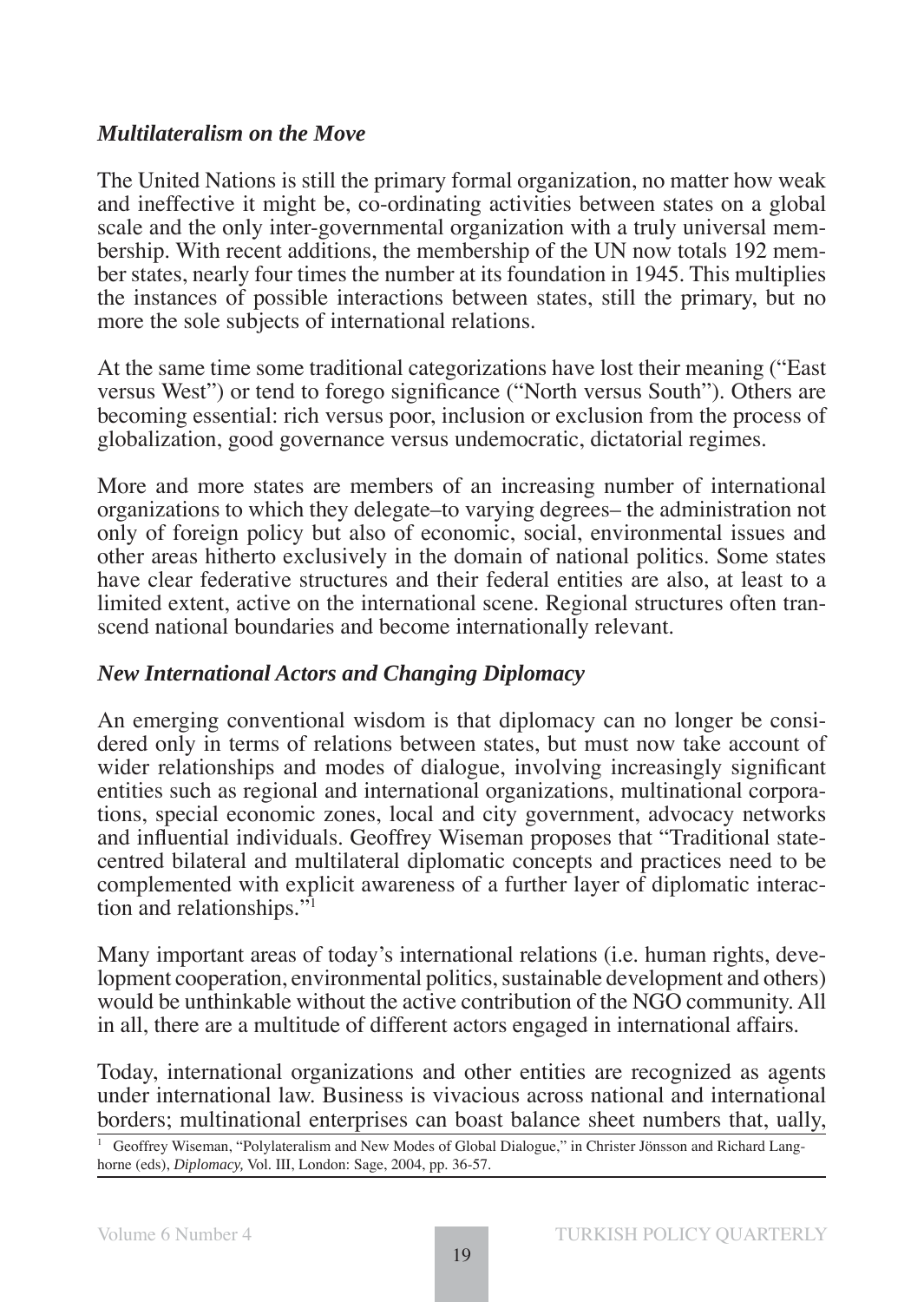### *Multilateralism on the Move*

The United Nations is still the primary formal organization, no matter how weak and ineffective it might be, co-ordinating activities between states on a global scale and the only inter-governmental organization with a truly universal membership. With recent additions, the membership of the UN now totals 192 member states, nearly four times the number at its foundation in 1945. This multiplies the instances of possible interactions between states, still the primary, but no more the sole subjects of international relations.

At the same time some traditional categorizations have lost their meaning ("East versus West") or tend to forego significance ("North versus South"). Others are becoming essential: rich versus poor, inclusion or exclusion from the process of globalization, good governance versus undemocratic, dictatorial regimes.

More and more states are members of an increasing number of international organizations to which they delegate–to varying degrees– the administration not only of foreign policy but also of economic, social, environmental issues and other areas hitherto exclusively in the domain of national politics. Some states have clear federative structures and their federal entities are also, at least to a limited extent, active on the international scene. Regional structures often transcend national boundaries and become internationally relevant.

### *New International Actors and Changing Diplomacy*

An emerging conventional wisdom is that diplomacy can no longer be considered only in terms of relations between states, but must now take account of wider relationships and modes of dialogue, involving increasingly significant entities such as regional and international organizations, multinational corporations, special economic zones, local and city government, advocacy networks and influential individuals. Geoffrey Wiseman proposes that "Traditional state-centred bilateral and multilateral diplomatic concepts and practices need to be complemented with explicit awareness of a further layer of diplomatic interaction and relationships."[1]

Many important areas of today's international relations (i.e. human rights, development cooperation, environmental politics, sustainable development and others) would be unthinkable without the active contribution of the NGO community. All in all, there are a multitude of different actors engaged in international affairs.

Today, international organizations and other entities are recognized as agents under international law. Business is vivacious across national and international borders; multinational enterprises can boast balance sheet numbers that, ually,

[1] Geoffrey Wiseman, "Polylateralism and New Modes of Global Dialogue," in Christer Jönsson and Richard Langhorne (eds), *Diplomacy,* Vol. III, London: Sage, 2004, pp. 36-57.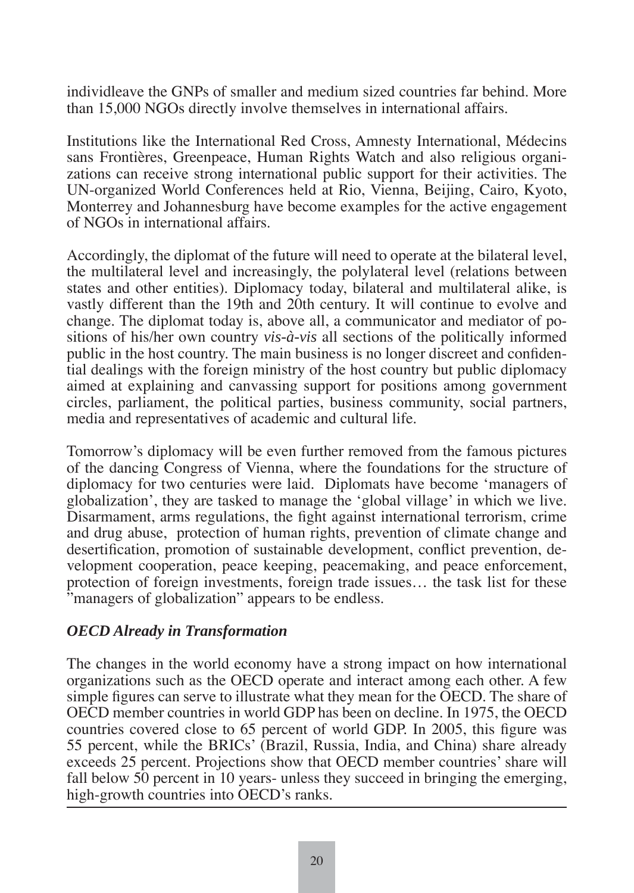individleave the GNPs of smaller and medium sized countries far behind. More than 15,000 NGOs directly involve themselves in international affairs.

Institutions like the International Red Cross, Amnesty International, Médecins sans Frontières, Greenpeace, Human Rights Watch and also religious organizations can receive strong international public support for their activities. The UN-organized World Conferences held at Rio, Vienna, Beijing, Cairo, Kyoto, Monterrey and Johannesburg have become examples for the active engagement of NGOs in international affairs.

Accordingly, the diplomat of the future will need to operate at the bilateral level, the multilateral level and increasingly, the polylateral level (relations between states and other entities). Diplomacy today, bilateral and multilateral alike, is vastly different than the 19th and 20th century. It will continue to evolve and change. The diplomat today is, above all, a communicator and mediator of positions of his/her own country *vis-à-vis* all sections of the politically informed public in the host country. The main business is no longer discreet and confidential dealings with the foreign ministry of the host country but public diplomacy aimed at explaining and canvassing support for positions among government circles, parliament, the political parties, business community, social partners, media and representatives of academic and cultural life.

Tomorrow's diplomacy will be even further removed from the famous pictures of the dancing Congress of Vienna, where the foundations for the structure of diplomacy for two centuries were laid. Diplomats have become 'managers of globalization', they are tasked to manage the 'global village' in which we live. Disarmament, arms regulations, the fight against international terrorism, crime and drug abuse, protection of human rights, prevention of climate change and desertification, promotion of sustainable development, conflict prevention, development cooperation, peace keeping, peacemaking, and peace enforcement, protection of foreign investments, foreign trade issues… the task list for these "managers of globalization" appears to be endless.

### *OECD Already in Transformation*

The changes in the world economy have a strong impact on how international organizations such as the OECD operate and interact among each other. A few simple figures can serve to illustrate what they mean for the OECD. The share of OECD member countries in world GDP has been on decline. In 1975, the OECD countries covered close to 65 percent of world GDP. In 2005, this figure was 55 percent, while the BRICs' (Brazil, Russia, India, and China) share already exceeds 25 percent. Projections show that OECD member countries' share will fall below 50 percent in 10 years- unless they succeed in bringing the emerging, high-growth countries into OECD's ranks.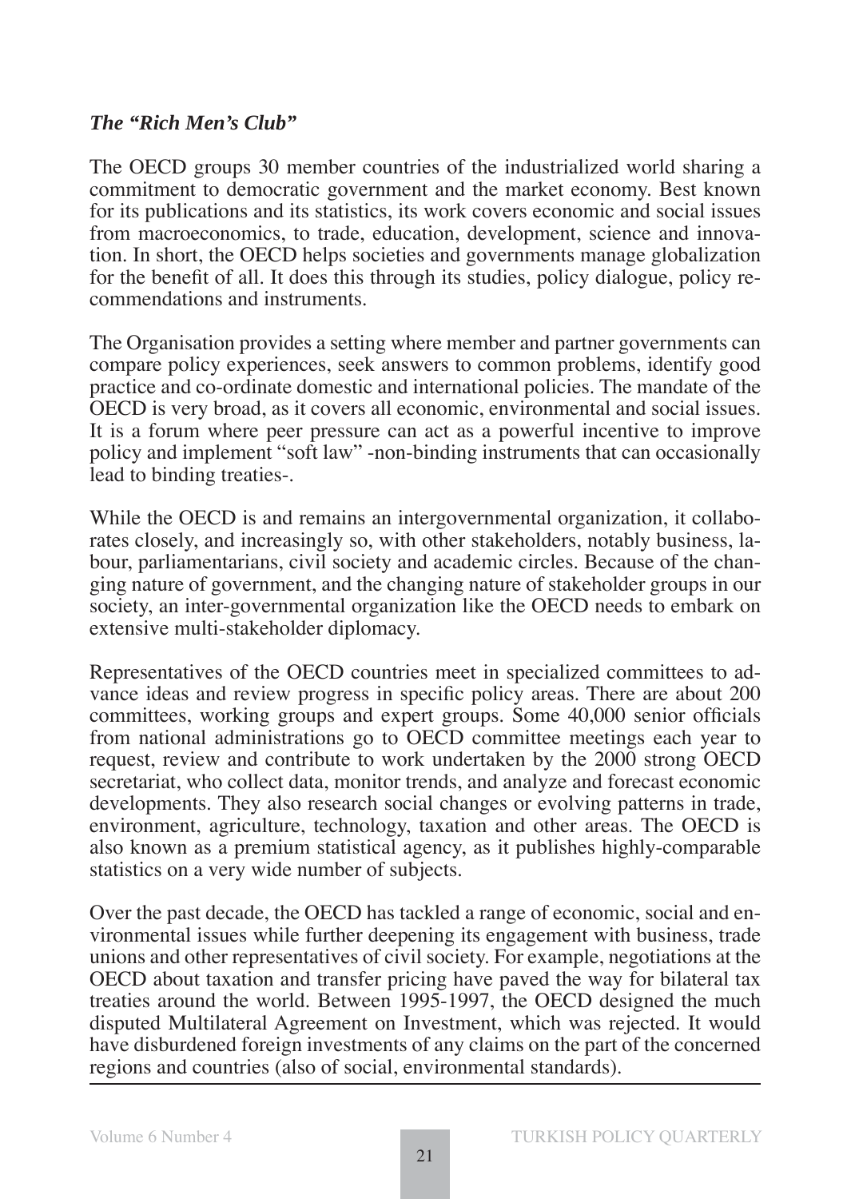### *The "Rich Men's Club"*

The OECD groups 30 member countries of the industrialized world sharing a commitment to democratic government and the market economy. Best known for its publications and its statistics, its work covers economic and social issues from macroeconomics, to trade, education, development, science and innovation. In short, the OECD helps societies and governments manage globalization for the benefit of all. It does this through its studies, policy dialogue, policy recommendations and instruments.

The Organisation provides a setting where member and partner governments can compare policy experiences, seek answers to common problems, identify good practice and co-ordinate domestic and international policies. The mandate of the OECD is very broad, as it covers all economic, environmental and social issues. It is a forum where peer pressure can act as a powerful incentive to improve policy and implement "soft law" -non-binding instruments that can occasionally lead to binding treaties-.

While the OECD is and remains an intergovernmental organization, it collaborates closely, and increasingly so, with other stakeholders, notably business, labour, parliamentarians, civil society and academic circles. Because of the changing nature of government, and the changing nature of stakeholder groups in our society, an inter-governmental organization like the OECD needs to embark on extensive multi-stakeholder diplomacy.

Representatives of the OECD countries meet in specialized committees to advance ideas and review progress in specific policy areas. There are about 200 committees, working groups and expert groups. Some 40,000 senior officials from national administrations go to OECD committee meetings each year to request, review and contribute to work undertaken by the 2000 strong OECD secretariat, who collect data, monitor trends, and analyze and forecast economic developments. They also research social changes or evolving patterns in trade, environment, agriculture, technology, taxation and other areas. The OECD is also known as a premium statistical agency, as it publishes highly-comparable statistics on a very wide number of subjects.

Over the past decade, the OECD has tackled a range of economic, social and environmental issues while further deepening its engagement with business, trade unions and other representatives of civil society. For example, negotiations at the OECD about taxation and transfer pricing have paved the way for bilateral tax treaties around the world. Between 1995-1997, the OECD designed the much disputed Multilateral Agreement on Investment, which was rejected. It would have disburdened foreign investments of any claims on the part of the concerned regions and countries (also of social, environmental standards).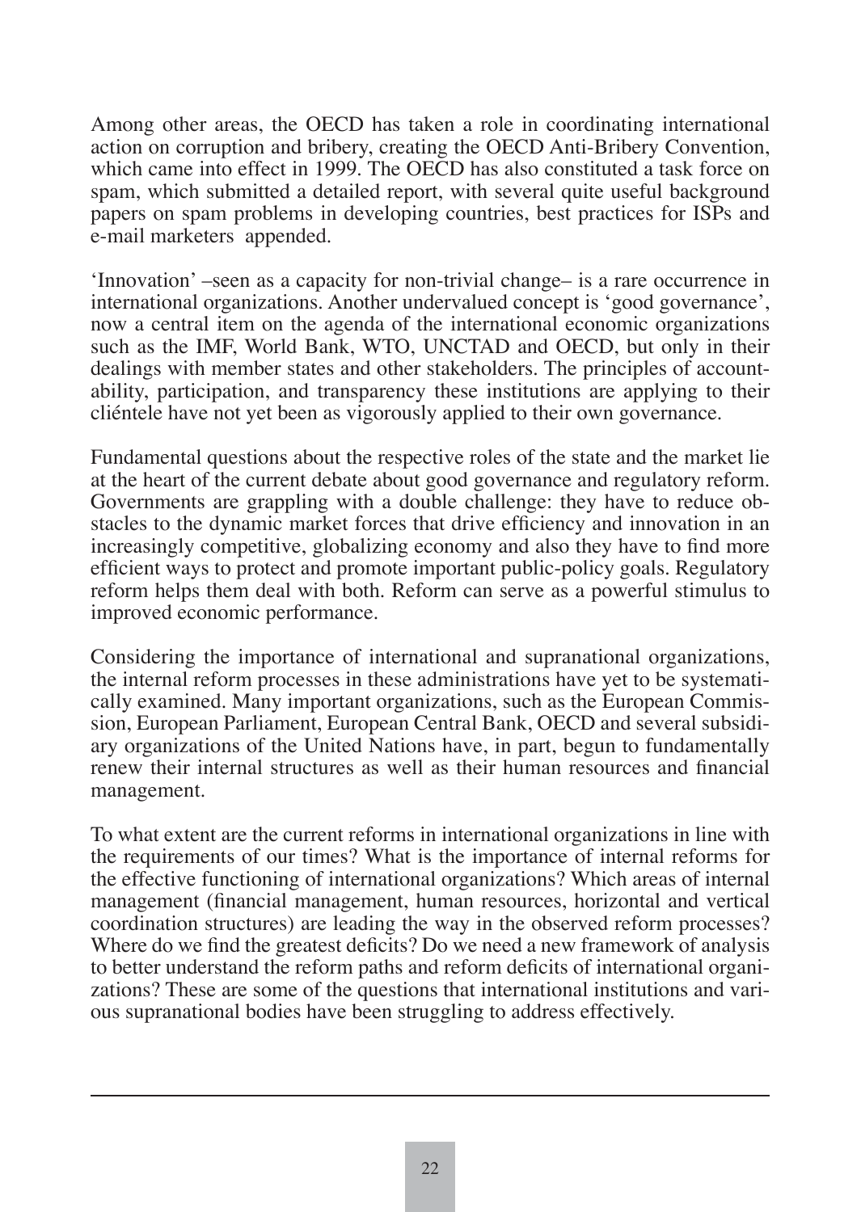Among other areas, the OECD has taken a role in coordinating international action on corruption and bribery, creating the OECD Anti-Bribery Convention, which came into effect in 1999. The OECD has also constituted a task force on spam, which submitted a detailed report, with several quite useful background papers on spam problems in developing countries, best practices for ISPs and e-mail marketers appended.

'Innovation' –seen as a capacity for non-trivial change– is a rare occurrence in international organizations. Another undervalued concept is 'good governance', now a central item on the agenda of the international economic organizations such as the IMF, World Bank, WTO, UNCTAD and OECD, but only in their dealings with member states and other stakeholders. The principles of accountability, participation, and transparency these institutions are applying to their cliéntele have not yet been as vigorously applied to their own governance.

Fundamental questions about the respective roles of the state and the market lie at the heart of the current debate about good governance and regulatory reform. Governments are grappling with a double challenge: they have to reduce obstacles to the dynamic market forces that drive efficiency and innovation in an increasingly competitive, globalizing economy and also they have to find more efficient ways to protect and promote important public-policy goals. Regulatory reform helps them deal with both. Reform can serve as a powerful stimulus to improved economic performance.

Considering the importance of international and supranational organizations, the internal reform processes in these administrations have yet to be systematically examined. Many important organizations, such as the European Commission, European Parliament, European Central Bank, OECD and several subsidiary organizations of the United Nations have, in part, begun to fundamentally renew their internal structures as well as their human resources and financial management.

To what extent are the current reforms in international organizations in line with the requirements of our times? What is the importance of internal reforms for the effective functioning of international organizations? Which areas of internal management (financial management, human resources, horizontal and vertical coordination structures) are leading the way in the observed reform processes? Where do we find the greatest deficits? Do we need a new framework of analysis to better understand the reform paths and reform deficits of international organizations? These are some of the questions that international institutions and various supranational bodies have been struggling to address effectively.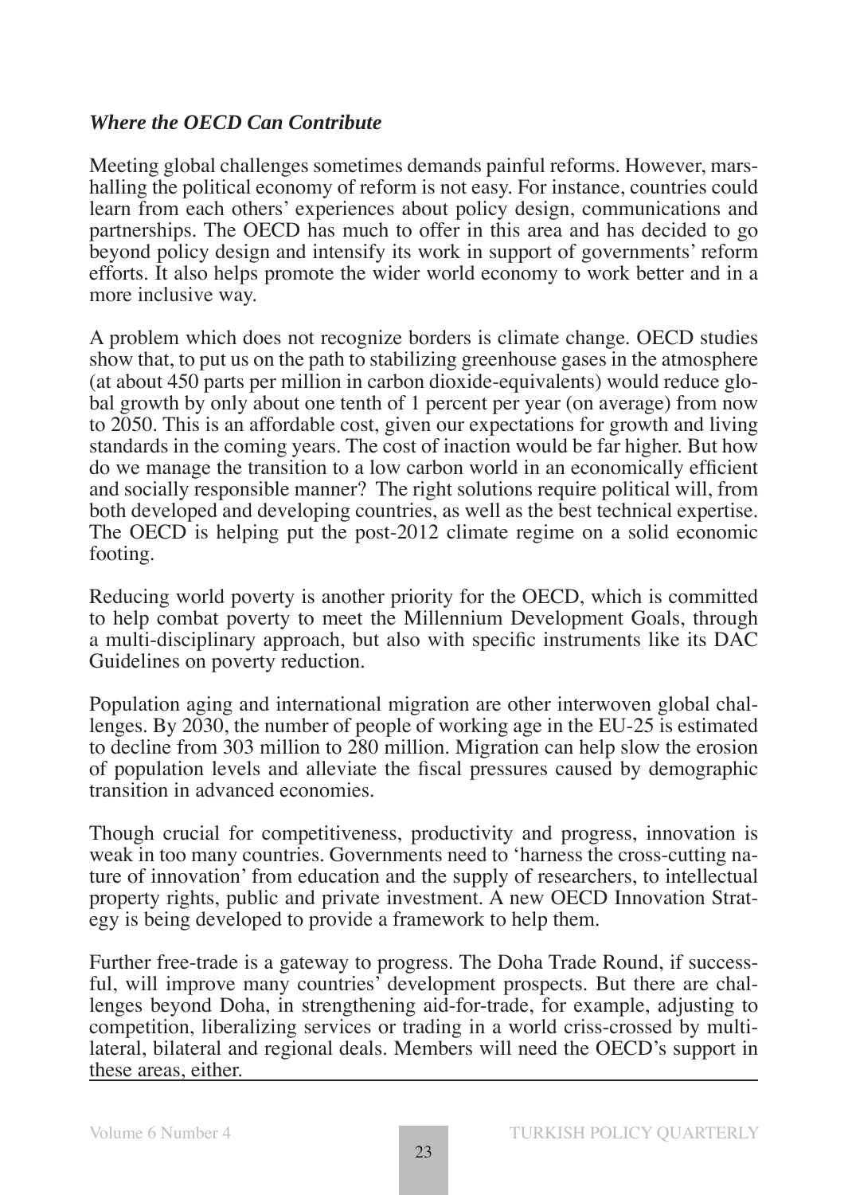### *Where the OECD Can Contribute*

Meeting global challenges sometimes demands painful reforms. However, marshalling the political economy of reform is not easy. For instance, countries could learn from each others' experiences about policy design, communications and partnerships. The OECD has much to offer in this area and has decided to go beyond policy design and intensify its work in support of governments' reform efforts. It also helps promote the wider world economy to work better and in a more inclusive way.

A problem which does not recognize borders is climate change. OECD studies show that, to put us on the path to stabilizing greenhouse gases in the atmosphere (at about 450 parts per million in carbon dioxide-equivalents) would reduce global growth by only about one tenth of 1 percent per year (on average) from now to 2050. This is an affordable cost, given our expectations for growth and living standards in the coming years. The cost of inaction would be far higher. But how do we manage the transition to a low carbon world in an economically efficient and socially responsible manner? The right solutions require political will, from both developed and developing countries, as well as the best technical expertise. The OECD is helping put the post-2012 climate regime on a solid economic footing.

Reducing world poverty is another priority for the OECD, which is committed to help combat poverty to meet the Millennium Development Goals, through a multi-disciplinary approach, but also with specific instruments like its DAC Guidelines on poverty reduction.

Population aging and international migration are other interwoven global challenges. By 2030, the number of people of working age in the EU-25 is estimated to decline from 303 million to 280 million. Migration can help slow the erosion of population levels and alleviate the fiscal pressures caused by demographic transition in advanced economies.

Though crucial for competitiveness, productivity and progress, innovation is weak in too many countries. Governments need to 'harness the cross-cutting nature of innovation' from education and the supply of researchers, to intellectual property rights, public and private investment. A new OECD Innovation Strategy is being developed to provide a framework to help them.

Further free-trade is a gateway to progress. The Doha Trade Round, if successful, will improve many countries' development prospects. But there are challenges beyond Doha, in strengthening aid-for-trade, for example, adjusting to competition, liberalizing services or trading in a world criss-crossed by multilateral, bilateral and regional deals. Members will need the OECD's support in these areas, either.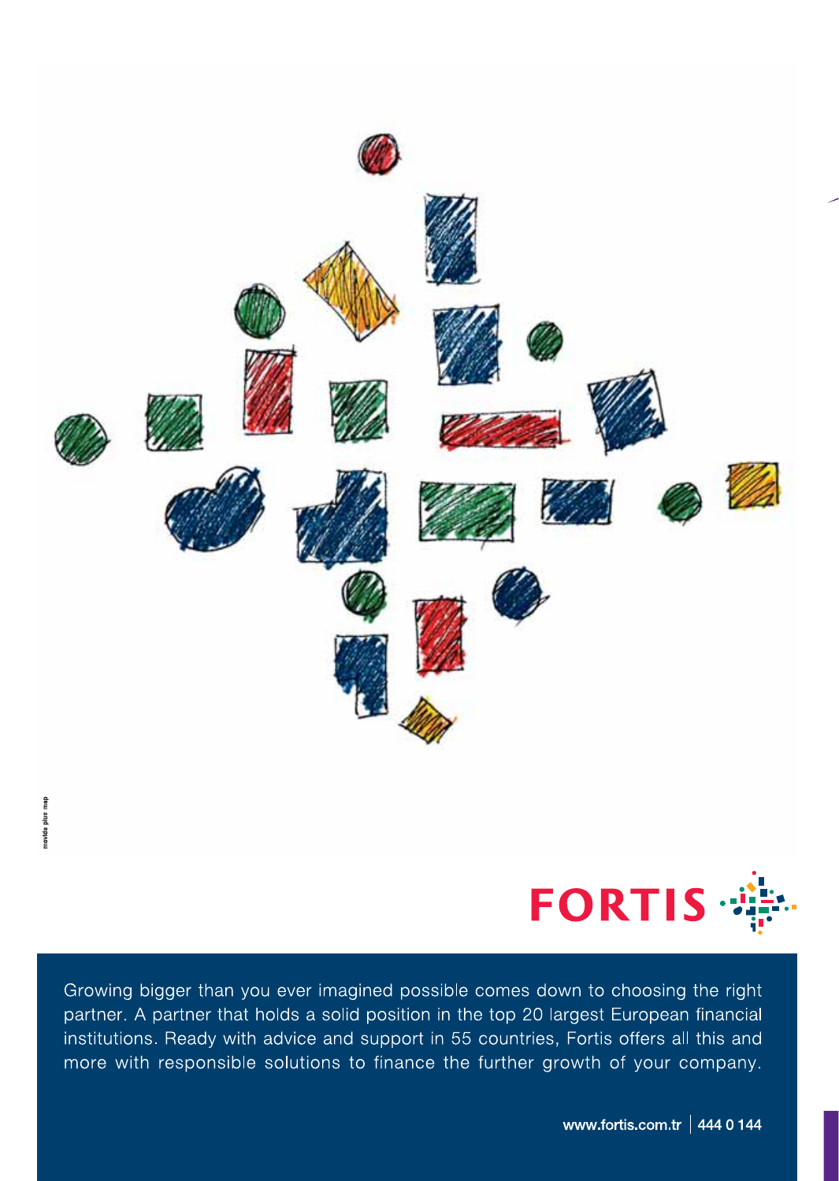FORTIS

Growing bigger than you ever imagined possible comes down to choosing the right partner. A partner that holds a solid position in the top 20 largest European financial institutions. Ready with advice and support in 55 countries, Fortis offers all this and more with responsible solutions to finance the further growth of your company.

www.fortis.com.tr | 444 0 144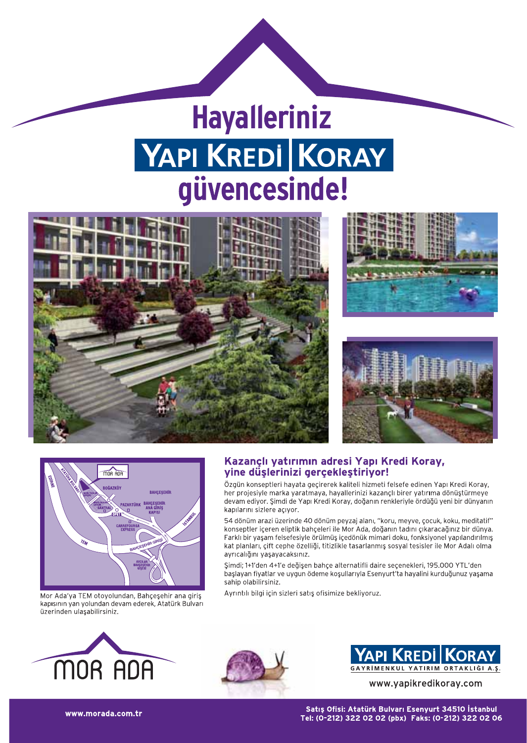# Hayalleriniz YAPI KREDİ KORAY güvencesinde!

Mor Ada'ya TEM otoyolundan, Bahçeşehir ana giriş kapısının yan yolundan devam ederek, Atatürk Bulvarı üzerinden ulaşabilirsiniz.

## Kazançlı yatırımın adresi Yapı Kredi Koray, yine düşlerinizi gerçekleştiriyor!

Özgün konseptleri hayata geçirerek kaliteli hizmeti felsefe edinen Yapı Kredi Koray, her projesiyle marka yaratmaya, hayallerinizi kazançlı birer yatırıma dönüştürmeye devam ediyor. Şimdi de Yapı Kredi Koray, doğanın renkleriyle ördüğü yeni bir dünyanın kapılarını sizlere açıyor.

54 dönüm arazi üzerinde 40 dönüm peyzaj alanı, "koru, meyve, çocuk, koku, meditatif" konseptler içeren eliptik bahçeleri ile Mor Ada, doğanın tadını çıkaracağınız bir dünya. Farklı bir yaşam felsefesiyle örülmüş içedönük mimari doku, fonksiyonel yapılandırılmış kat planları, çift cephe özelliği, titizlikle tasarlanmış sosyal tesisler ile Mor Adalı olma ayrıcalığını yaşayacaksınız.

Şimdi; 1+1'den 4+1'e değişen bahçe alternatifli daire seçenekleri, 195.000 YTL'den başlayan fiyatlar ve uygun ödeme koşullarıyla Esenyurt'ta hayalini kurduğunuz yaşama sahip olabilirsiniz.

Ayrıntılı bilgi için sizleri satış ofisimize bekliyoruz.

MOR ADA

YAPI KREDİ KORAY GAYRİMENKUL YATIRIM ORTAKLIĞI A.Ş.

www.yapikredikoray.com

www.morada.com.tr

**Satış Ofisi: Atatürk Bulvarı Esenyurt 34510 İstanbul**
**Tel: (0-212) 322 02 02 (pbx) Faks: (0-212) 322 02 06**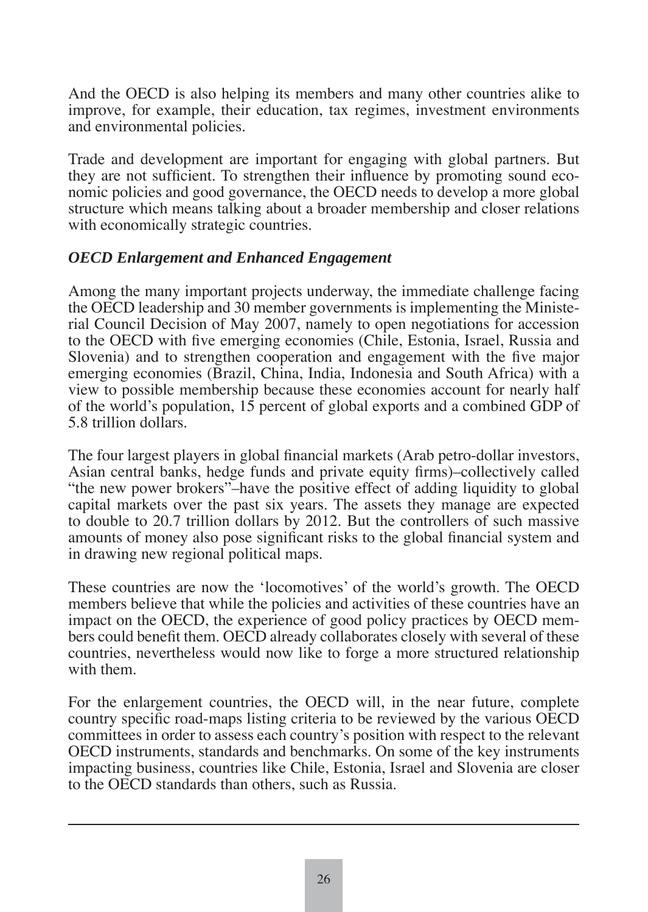And the OECD is also helping its members and many other countries alike to improve, for example, their education, tax regimes, investment environments and environmental policies.

Trade and development are important for engaging with global partners. But they are not sufficient. To strengthen their influence by promoting sound economic policies and good governance, the OECD needs to develop a more global structure which means talking about a broader membership and closer relations with economically strategic countries.

***OECD Enlargement and Enhanced Engagement***

Among the many important projects underway, the immediate challenge facing the OECD leadership and 30 member governments is implementing the Ministerial Council Decision of May 2007, namely to open negotiations for accession to the OECD with five emerging economies (Chile, Estonia, Israel, Russia and Slovenia) and to strengthen cooperation and engagement with the five major emerging economies (Brazil, China, India, Indonesia and South Africa) with a view to possible membership because these economies account for nearly half of the world's population, 15 percent of global exports and a combined GDP of 5.8 trillion dollars.

The four largest players in global financial markets (Arab petro-dollar investors, Asian central banks, hedge funds and private equity firms)–collectively called "the new power brokers"–have the positive effect of adding liquidity to global capital markets over the past six years. The assets they manage are expected to double to 20.7 trillion dollars by 2012. But the controllers of such massive amounts of money also pose significant risks to the global financial system and in drawing new regional political maps.

These countries are now the 'locomotives' of the world's growth. The OECD members believe that while the policies and activities of these countries have an impact on the OECD, the experience of good policy practices by OECD members could benefit them. OECD already collaborates closely with several of these countries, nevertheless would now like to forge a more structured relationship with them.

For the enlargement countries, the OECD will, in the near future, complete country specific road-maps listing criteria to be reviewed by the various OECD committees in order to assess each country's position with respect to the relevant OECD instruments, standards and benchmarks. On some of the key instruments impacting business, countries like Chile, Estonia, Israel and Slovenia are closer to the OECD standards than others, such as Russia.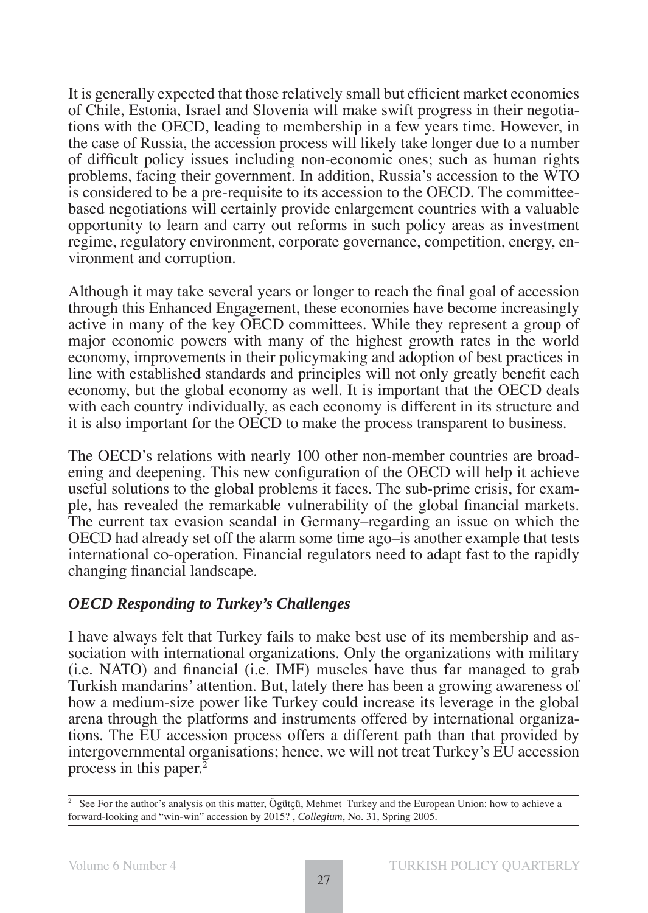It is generally expected that those relatively small but efficient market economies of Chile, Estonia, Israel and Slovenia will make swift progress in their negotiations with the OECD, leading to membership in a few years time. However, in the case of Russia, the accession process will likely take longer due to a number of difficult policy issues including non-economic ones; such as human rights problems, facing their government. In addition, Russia's accession to the WTO is considered to be a pre-requisite to its accession to the OECD. The committee-based negotiations will certainly provide enlargement countries with a valuable opportunity to learn and carry out reforms in such policy areas as investment regime, regulatory environment, corporate governance, competition, energy, environment and corruption.

Although it may take several years or longer to reach the final goal of accession through this Enhanced Engagement, these economies have become increasingly active in many of the key OECD committees. While they represent a group of major economic powers with many of the highest growth rates in the world economy, improvements in their policymaking and adoption of best practices in line with established standards and principles will not only greatly benefit each economy, but the global economy as well. It is important that the OECD deals with each country individually, as each economy is different in its structure and it is also important for the OECD to make the process transparent to business.

The OECD's relations with nearly 100 other non-member countries are broadening and deepening. This new configuration of the OECD will help it achieve useful solutions to the global problems it faces. The sub-prime crisis, for example, has revealed the remarkable vulnerability of the global financial markets. The current tax evasion scandal in Germany–regarding an issue on which the OECD had already set off the alarm some time ago–is another example that tests international co-operation. Financial regulators need to adapt fast to the rapidly changing financial landscape.

### *OECD Responding to Turkey's Challenges*

I have always felt that Turkey fails to make best use of its membership and association with international organizations. Only the organizations with military (i.e. NATO) and financial (i.e. IMF) muscles have thus far managed to grab Turkish mandarins' attention. But, lately there has been a growing awareness of how a medium-size power like Turkey could increase its leverage in the global arena through the platforms and instruments offered by international organizations. The EU accession process offers a different path than that provided by intergovernmental organisations; hence, we will not treat Turkey's EU accession process in this paper.[2]

---

[2] See For the author's analysis on this matter, Ögütçü, Mehmet Turkey and the European Union: how to achieve a forward-looking and "win-win" accession by 2015? , *Collegium*, No. 31, Spring 2005.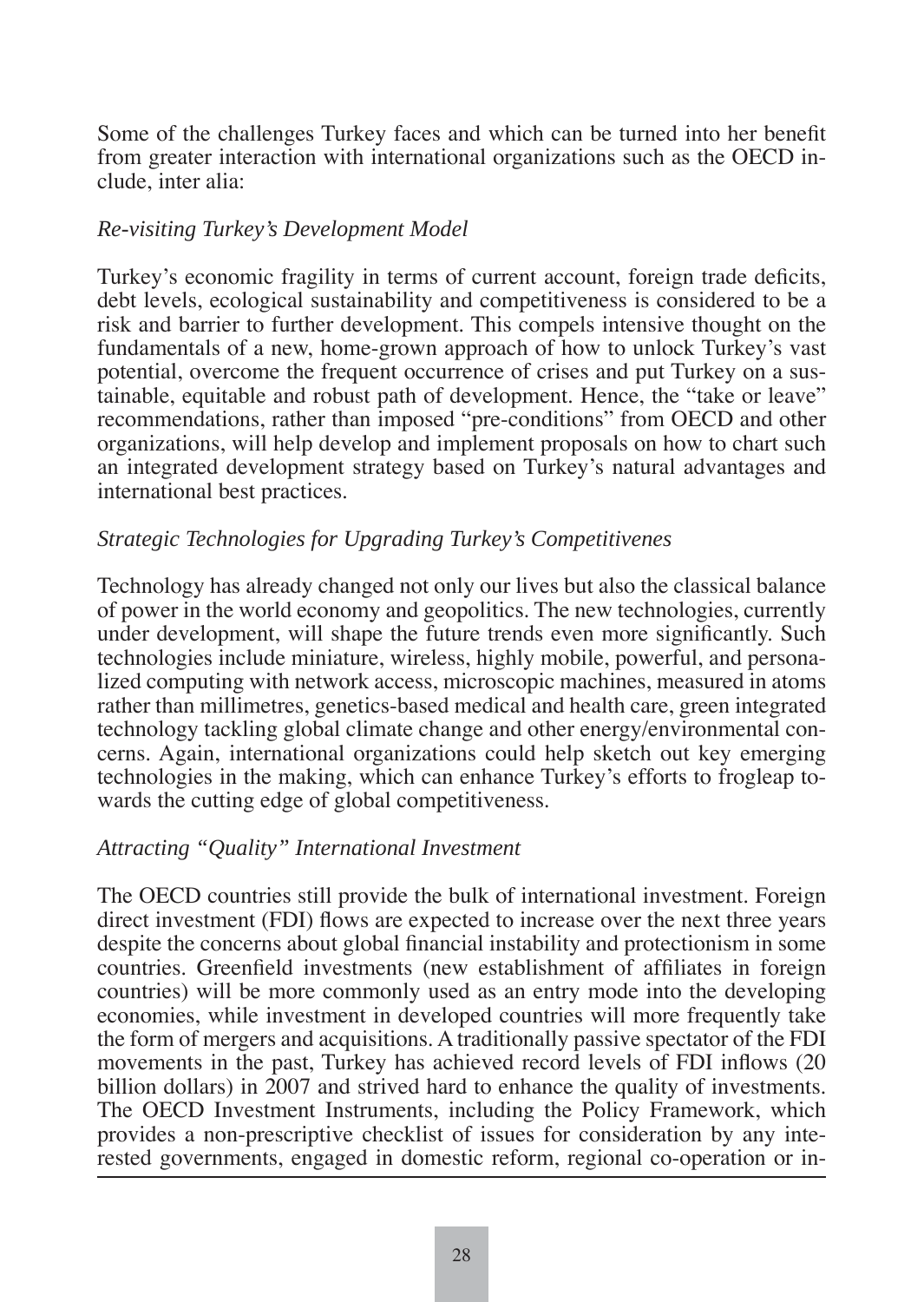Some of the challenges Turkey faces and which can be turned into her benefit from greater interaction with international organizations such as the OECD include, inter alia:

*Re-visiting Turkey's Development Model*

Turkey's economic fragility in terms of current account, foreign trade deficits, debt levels, ecological sustainability and competitiveness is considered to be a risk and barrier to further development. This compels intensive thought on the fundamentals of a new, home-grown approach of how to unlock Turkey's vast potential, overcome the frequent occurrence of crises and put Turkey on a sustainable, equitable and robust path of development. Hence, the "take or leave" recommendations, rather than imposed "pre-conditions" from OECD and other organizations, will help develop and implement proposals on how to chart such an integrated development strategy based on Turkey's natural advantages and international best practices.

*Strategic Technologies for Upgrading Turkey's Competitivenes*

Technology has already changed not only our lives but also the classical balance of power in the world economy and geopolitics. The new technologies, currently under development, will shape the future trends even more significantly. Such technologies include miniature, wireless, highly mobile, powerful, and personalized computing with network access, microscopic machines, measured in atoms rather than millimetres, genetics-based medical and health care, green integrated technology tackling global climate change and other energy/environmental concerns. Again, international organizations could help sketch out key emerging technologies in the making, which can enhance Turkey's efforts to frogleap towards the cutting edge of global competitiveness.

*Attracting "Quality" International Investment*

The OECD countries still provide the bulk of international investment. Foreign direct investment (FDI) flows are expected to increase over the next three years despite the concerns about global financial instability and protectionism in some countries. Greenfield investments (new establishment of affiliates in foreign countries) will be more commonly used as an entry mode into the developing economies, while investment in developed countries will more frequently take the form of mergers and acquisitions. A traditionally passive spectator of the FDI movements in the past, Turkey has achieved record levels of FDI inflows (20 billion dollars) in 2007 and strived hard to enhance the quality of investments. The OECD Investment Instruments, including the Policy Framework, which provides a non-prescriptive checklist of issues for consideration by any interested governments, engaged in domestic reform, regional co-operation or in-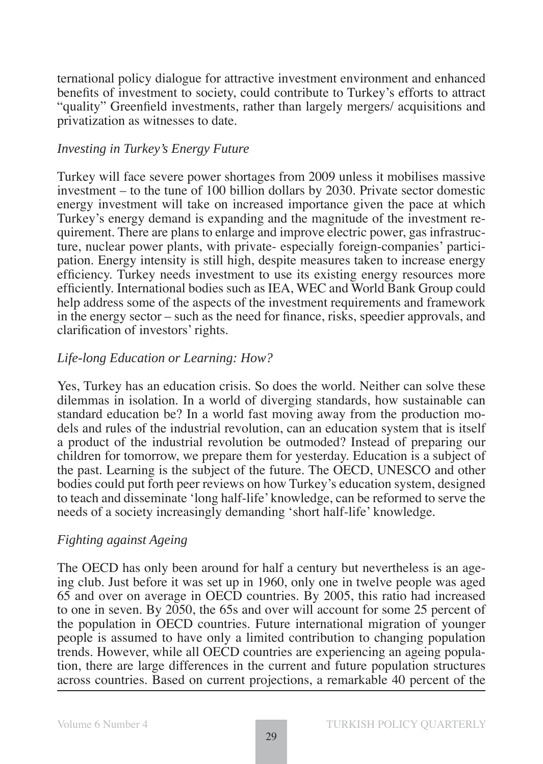ternational policy dialogue for attractive investment environment and enhanced benefits of investment to society, could contribute to Turkey's efforts to attract "quality" Greenfield investments, rather than largely mergers/ acquisitions and privatization as witnesses to date.

*Investing in Turkey's Energy Future*

Turkey will face severe power shortages from 2009 unless it mobilises massive investment – to the tune of 100 billion dollars by 2030. Private sector domestic energy investment will take on increased importance given the pace at which Turkey's energy demand is expanding and the magnitude of the investment requirement. There are plans to enlarge and improve electric power, gas infrastructure, nuclear power plants, with private- especially foreign-companies' participation. Energy intensity is still high, despite measures taken to increase energy efficiency. Turkey needs investment to use its existing energy resources more efficiently. International bodies such as IEA, WEC and World Bank Group could help address some of the aspects of the investment requirements and framework in the energy sector – such as the need for finance, risks, speedier approvals, and clarification of investors' rights.

*Life-long Education or Learning: How?*

Yes, Turkey has an education crisis. So does the world. Neither can solve these dilemmas in isolation. In a world of diverging standards, how sustainable can standard education be? In a world fast moving away from the production models and rules of the industrial revolution, can an education system that is itself a product of the industrial revolution be outmoded? Instead of preparing our children for tomorrow, we prepare them for yesterday. Education is a subject of the past. Learning is the subject of the future. The OECD, UNESCO and other bodies could put forth peer reviews on how Turkey's education system, designed to teach and disseminate 'long half-life' knowledge, can be reformed to serve the needs of a society increasingly demanding 'short half-life' knowledge.

*Fighting against Ageing*

The OECD has only been around for half a century but nevertheless is an ageing club. Just before it was set up in 1960, only one in twelve people was aged 65 and over on average in OECD countries. By 2005, this ratio had increased to one in seven. By 2050, the 65s and over will account for some 25 percent of the population in OECD countries. Future international migration of younger people is assumed to have only a limited contribution to changing population trends. However, while all OECD countries are experiencing an ageing population, there are large differences in the current and future population structures across countries. Based on current projections, a remarkable 40 percent of the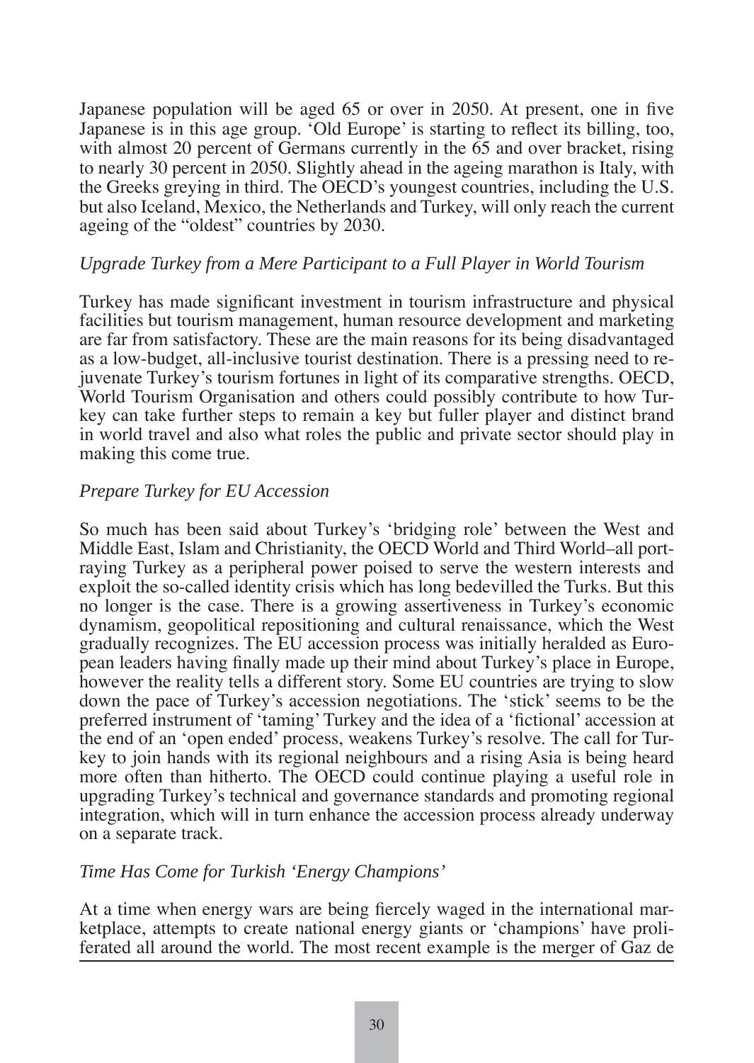Japanese population will be aged 65 or over in 2050. At present, one in five Japanese is in this age group. 'Old Europe' is starting to reflect its billing, too, with almost 20 percent of Germans currently in the 65 and over bracket, rising to nearly 30 percent in 2050. Slightly ahead in the ageing marathon is Italy, with the Greeks greying in third. The OECD's youngest countries, including the U.S. but also Iceland, Mexico, the Netherlands and Turkey, will only reach the current ageing of the "oldest" countries by 2030.

*Upgrade Turkey from a Mere Participant to a Full Player in World Tourism*

Turkey has made significant investment in tourism infrastructure and physical facilities but tourism management, human resource development and marketing are far from satisfactory. These are the main reasons for its being disadvantaged as a low-budget, all-inclusive tourist destination. There is a pressing need to rejuvenate Turkey's tourism fortunes in light of its comparative strengths. OECD, World Tourism Organisation and others could possibly contribute to how Turkey can take further steps to remain a key but fuller player and distinct brand in world travel and also what roles the public and private sector should play in making this come true.

*Prepare Turkey for EU Accession*

So much has been said about Turkey's 'bridging role' between the West and Middle East, Islam and Christianity, the OECD World and Third World–all portraying Turkey as a peripheral power poised to serve the western interests and exploit the so-called identity crisis which has long bedevilled the Turks. But this no longer is the case. There is a growing assertiveness in Turkey's economic dynamism, geopolitical repositioning and cultural renaissance, which the West gradually recognizes. The EU accession process was initially heralded as European leaders having finally made up their mind about Turkey's place in Europe, however the reality tells a different story. Some EU countries are trying to slow down the pace of Turkey's accession negotiations. The 'stick' seems to be the preferred instrument of 'taming' Turkey and the idea of a 'fictional' accession at the end of an 'open ended' process, weakens Turkey's resolve. The call for Turkey to join hands with its regional neighbours and a rising Asia is being heard more often than hitherto. The OECD could continue playing a useful role in upgrading Turkey's technical and governance standards and promoting regional integration, which will in turn enhance the accession process already underway on a separate track.

*Time Has Come for Turkish 'Energy Champions'*

At a time when energy wars are being fiercely waged in the international marketplace, attempts to create national energy giants or 'champions' have proliferated all around the world. The most recent example is the merger of Gaz de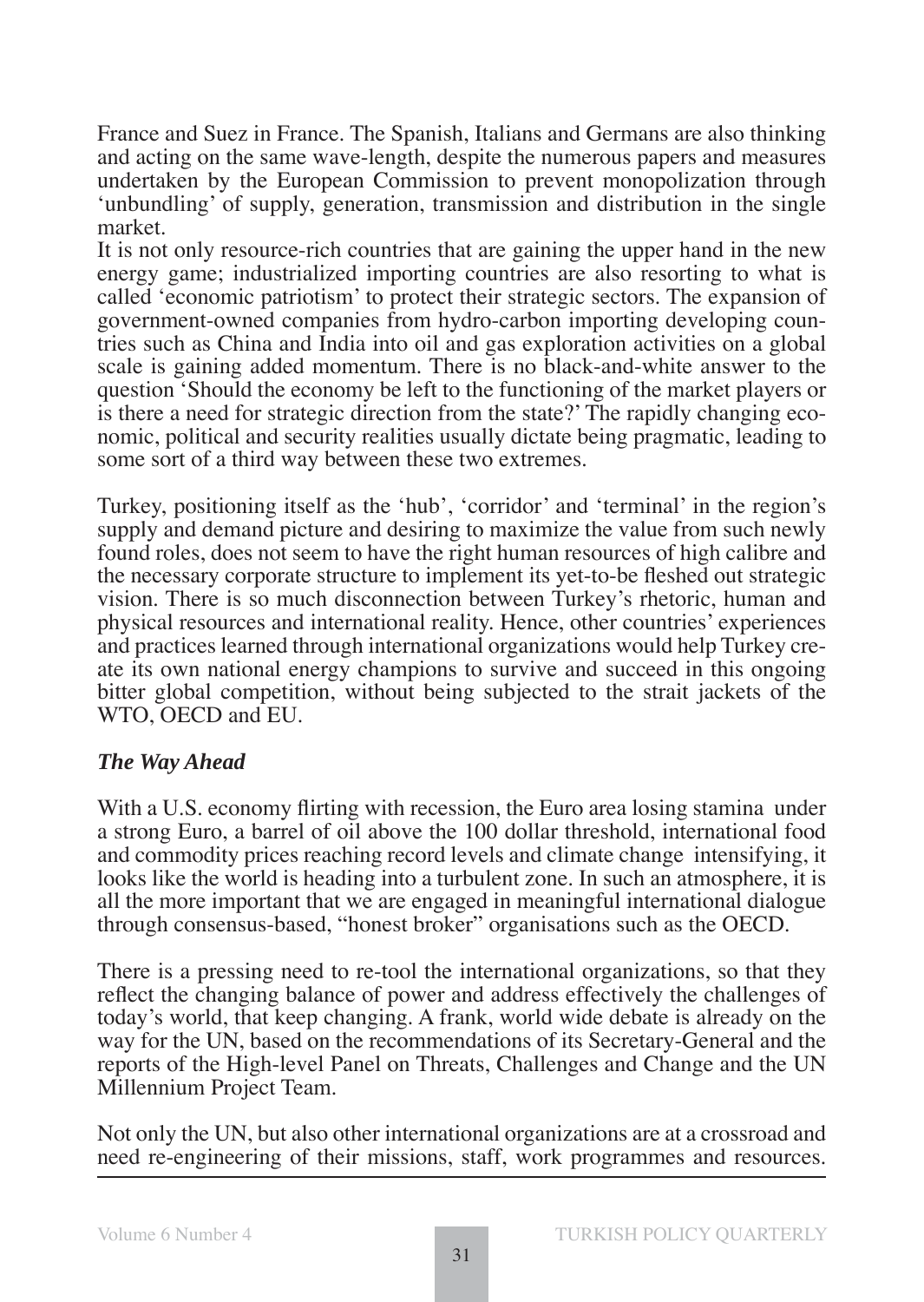France and Suez in France. The Spanish, Italians and Germans are also thinking and acting on the same wave-length, despite the numerous papers and measures undertaken by the European Commission to prevent monopolization through 'unbundling' of supply, generation, transmission and distribution in the single market.

It is not only resource-rich countries that are gaining the upper hand in the new energy game; industrialized importing countries are also resorting to what is called 'economic patriotism' to protect their strategic sectors. The expansion of government-owned companies from hydro-carbon importing developing countries such as China and India into oil and gas exploration activities on a global scale is gaining added momentum. There is no black-and-white answer to the question 'Should the economy be left to the functioning of the market players or is there a need for strategic direction from the state?' The rapidly changing economic, political and security realities usually dictate being pragmatic, leading to some sort of a third way between these two extremes.

Turkey, positioning itself as the 'hub', 'corridor' and 'terminal' in the region's supply and demand picture and desiring to maximize the value from such newly found roles, does not seem to have the right human resources of high calibre and the necessary corporate structure to implement its yet-to-be fleshed out strategic vision. There is so much disconnection between Turkey's rhetoric, human and physical resources and international reality. Hence, other countries' experiences and practices learned through international organizations would help Turkey create its own national energy champions to survive and succeed in this ongoing bitter global competition, without being subjected to the strait jackets of the WTO, OECD and EU.

### *The Way Ahead*

With a U.S. economy flirting with recession, the Euro area losing stamina under a strong Euro, a barrel of oil above the 100 dollar threshold, international food and commodity prices reaching record levels and climate change intensifying, it looks like the world is heading into a turbulent zone. In such an atmosphere, it is all the more important that we are engaged in meaningful international dialogue through consensus-based, "honest broker" organisations such as the OECD.

There is a pressing need to re-tool the international organizations, so that they reflect the changing balance of power and address effectively the challenges of today's world, that keep changing. A frank, world wide debate is already on the way for the UN, based on the recommendations of its Secretary-General and the reports of the High-level Panel on Threats, Challenges and Change and the UN Millennium Project Team.

Not only the UN, but also other international organizations are at a crossroad and need re-engineering of their missions, staff, work programmes and resources.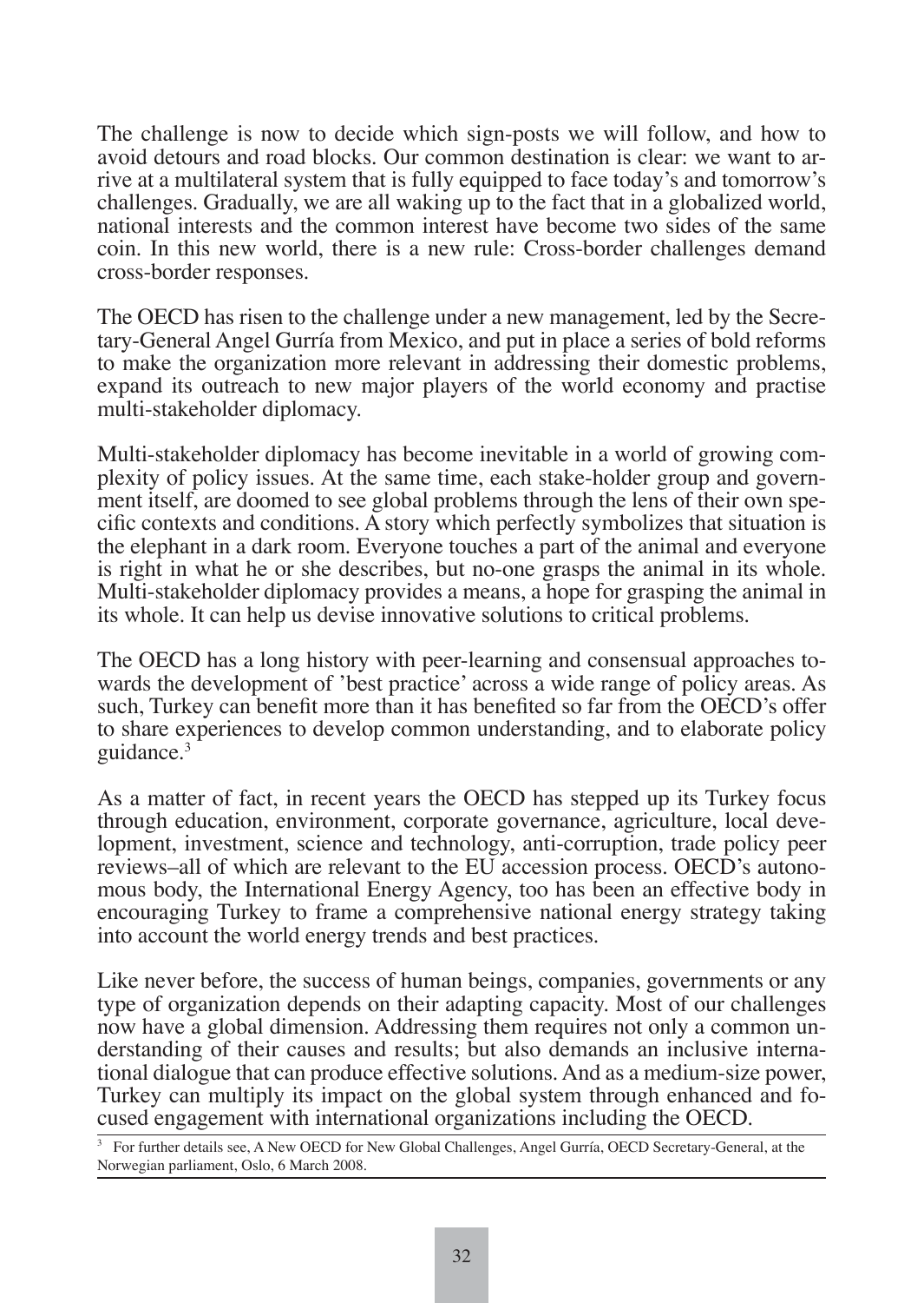The challenge is now to decide which sign-posts we will follow, and how to avoid detours and road blocks. Our common destination is clear: we want to arrive at a multilateral system that is fully equipped to face today's and tomorrow's challenges. Gradually, we are all waking up to the fact that in a globalized world, national interests and the common interest have become two sides of the same coin. In this new world, there is a new rule: Cross-border challenges demand cross-border responses.

The OECD has risen to the challenge under a new management, led by the Secretary-General Angel Gurría from Mexico, and put in place a series of bold reforms to make the organization more relevant in addressing their domestic problems, expand its outreach to new major players of the world economy and practise multi-stakeholder diplomacy.

Multi-stakeholder diplomacy has become inevitable in a world of growing complexity of policy issues. At the same time, each stake-holder group and government itself, are doomed to see global problems through the lens of their own specific contexts and conditions. A story which perfectly symbolizes that situation is the elephant in a dark room. Everyone touches a part of the animal and everyone is right in what he or she describes, but no-one grasps the animal in its whole. Multi-stakeholder diplomacy provides a means, a hope for grasping the animal in its whole. It can help us devise innovative solutions to critical problems.

The OECD has a long history with peer-learning and consensual approaches towards the development of 'best practice' across a wide range of policy areas. As such, Turkey can benefit more than it has benefited so far from the OECD's offer to share experiences to develop common understanding, and to elaborate policy guidance.[3]

As a matter of fact, in recent years the OECD has stepped up its Turkey focus through education, environment, corporate governance, agriculture, local development, investment, science and technology, anti-corruption, trade policy peer reviews–all of which are relevant to the EU accession process. OECD's autonomous body, the International Energy Agency, too has been an effective body in encouraging Turkey to frame a comprehensive national energy strategy taking into account the world energy trends and best practices.

Like never before, the success of human beings, companies, governments or any type of organization depends on their adapting capacity. Most of our challenges now have a global dimension. Addressing them requires not only a common understanding of their causes and results; but also demands an inclusive international dialogue that can produce effective solutions. And as a medium-size power, Turkey can multiply its impact on the global system through enhanced and focused engagement with international organizations including the OECD.

[3] For further details see, A New OECD for New Global Challenges, Angel Gurría, OECD Secretary-General, at the Norwegian parliament, Oslo, 6 March 2008.